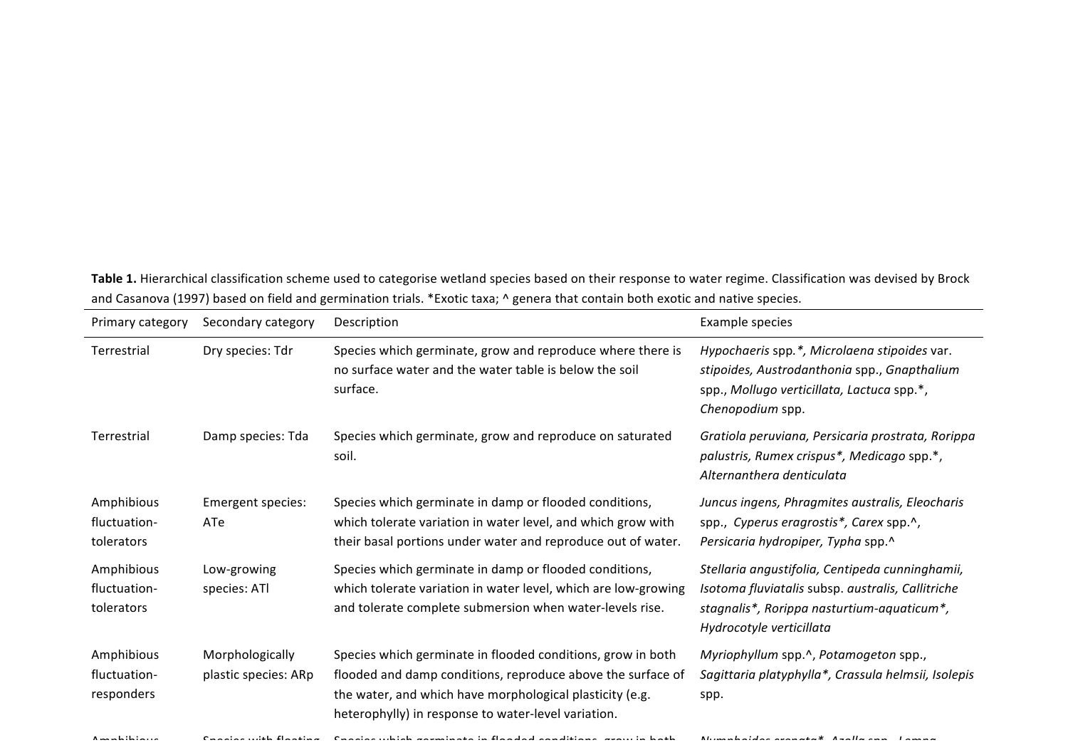**Table 1.** Hierarchical classification scheme used to categorise wetland species based on their response to water regime. Classification was devised by Brock and Casanova (1997) based on field and germination trials. *Exotic taxa; ^ genera that contain both exotic and native species.

| Primary category | Secondary category | Description | Example species |
|---|---|---|---|
| Terrestrial | Dry species: Tdr | Species which germinate, grow and reproduce where there is no surface water and the water table is below the soil surface. | *Hypochaeris* spp.*, *Microlaena stipoides* var. *stipoides, Austrodanthonia* spp., *Gnapthalium* spp., *Mollugo verticillata, Lactuca* spp.*, *Chenopodium* spp. |
| Terrestrial | Damp species: Tda | Species which germinate, grow and reproduce on saturated soil. | *Gratiola peruviana, Persicaria prostrata, Rorippa palustris, Rumex crispus*\*, *Medicago* spp.*, *Alternanthera denticulata* |
| Amphibious fluctuation-tolerators | Emergent species: ATe | Species which germinate in damp or flooded conditions, which tolerate variation in water level, and which grow with their basal portions under water and reproduce out of water. | *Juncus ingens, Phragmites australis, Eleocharis* spp., *Cyperus eragrostis*\*, *Carex* spp.^, *Persicaria hydropiper, Typha* spp.^ |
| Amphibious fluctuation-tolerators | Low-growing species: ATl | Species which germinate in damp or flooded conditions, which tolerate variation in water level, which are low-growing and tolerate complete submersion when water-levels rise. | *Stellaria angustifolia, Centipeda cunninghamii, Isotoma fluviatalis* subsp. *australis, Callitriche stagnalis*\*, *Rorippa nasturtium-aquaticum*\*, *Hydrocotyle verticillata* |
| Amphibious fluctuation-responders | Morphologically plastic species: ARp | Species which germinate in flooded conditions, grow in both flooded and damp conditions, reproduce above the surface of the water, and which have morphological plasticity (e.g. heterophylly) in response to water-level variation. | *Myriophyllum* spp.^, *Potamogeton* spp., *Sagittaria platyphylla*\*, *Crassula helmsii, Isolepis* spp. |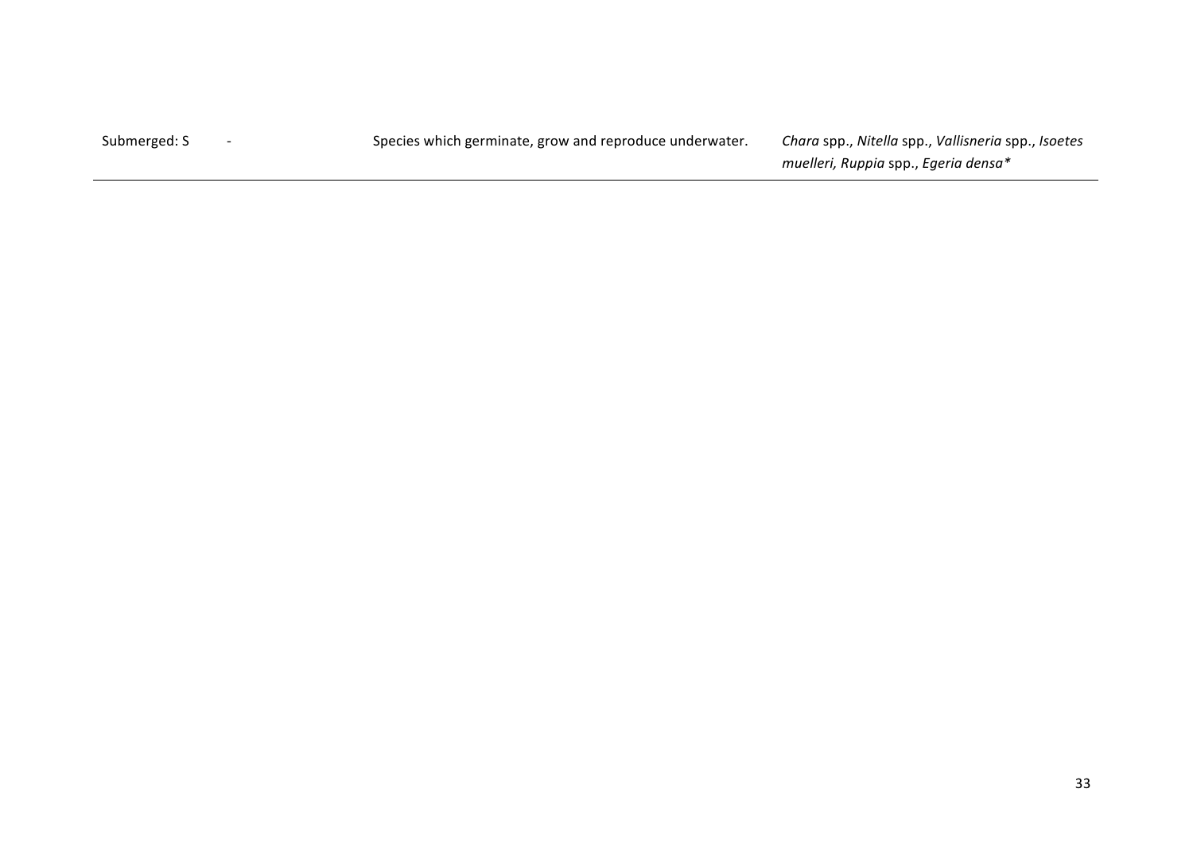| | | | |
|---|---|---|---|
| Submerged: S | - | Species which germinate, grow and reproduce underwater. | *Chara* spp., *Nitella* spp., *Vallisneria* spp., *Isoetes muelleri, Ruppia* spp., *Egeria densa** |